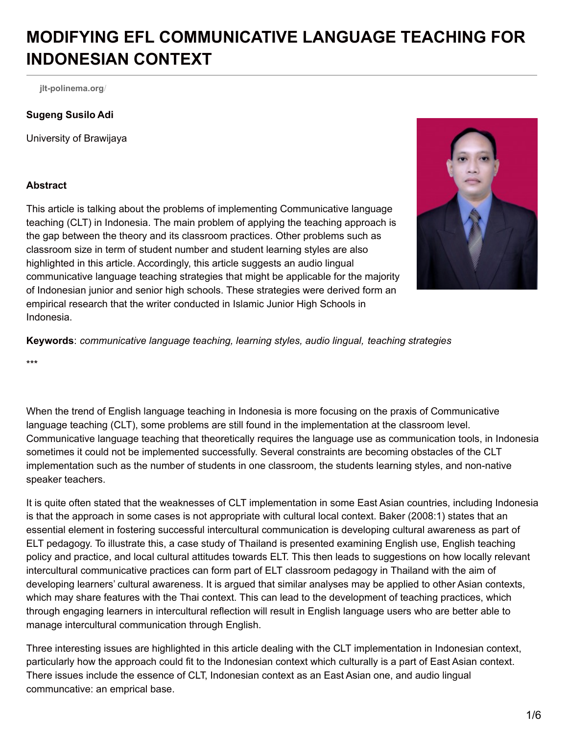# MODIFYING EFL COMMUNICATIVE LANGUAGE TEACHING FOR INDONESIAN CONTEXT

jlt-polinema.org/

**Sugeng Susilo Adi**

University of Brawijaya

**Abstract**

This article is talking about the problems of implementing Communicative language teaching (CLT) in Indonesia. The main problem of applying the teaching approach is the gap between the theory and its classroom practices. Other problems such as classroom size in term of student number and student learning styles are also highlighted in this article. Accordingly, this article suggests an audio lingual communicative language teaching strategies that might be applicable for the majority of Indonesian junior and senior high schools. These strategies were derived form an empirical research that the writer conducted in Islamic Junior High Schools in Indonesia.

**Keywords**: *communicative language teaching, learning styles, audio lingual, teaching strategies*

***

When the trend of English language teaching in Indonesia is more focusing on the praxis of Communicative language teaching (CLT), some problems are still found in the implementation at the classroom level. Communicative language teaching that theoretically requires the language use as communication tools, in Indonesia sometimes it could not be implemented successfully. Several constraints are becoming obstacles of the CLT implementation such as the number of students in one classroom, the students learning styles, and non-native speaker teachers.

It is quite often stated that the weaknesses of CLT implementation in some East Asian countries, including Indonesia is that the approach in some cases is not appropriate with cultural local context. Baker (2008:1) states that an essential element in fostering successful intercultural communication is developing cultural awareness as part of ELT pedagogy. To illustrate this, a case study of Thailand is presented examining English use, English teaching policy and practice, and local cultural attitudes towards ELT. This then leads to suggestions on how locally relevant intercultural communicative practices can form part of ELT classroom pedagogy in Thailand with the aim of developing learners' cultural awareness. It is argued that similar analyses may be applied to other Asian contexts, which may share features with the Thai context. This can lead to the development of teaching practices, which through engaging learners in intercultural reflection will result in English language users who are better able to manage intercultural communication through English.

Three interesting issues are highlighted in this article dealing with the CLT implementation in Indonesian context, particularly how the approach could fit to the Indonesian context which culturally is a part of East Asian context. There issues include the essence of CLT, Indonesian context as an East Asian one, and audio lingual communcative: an emprical base.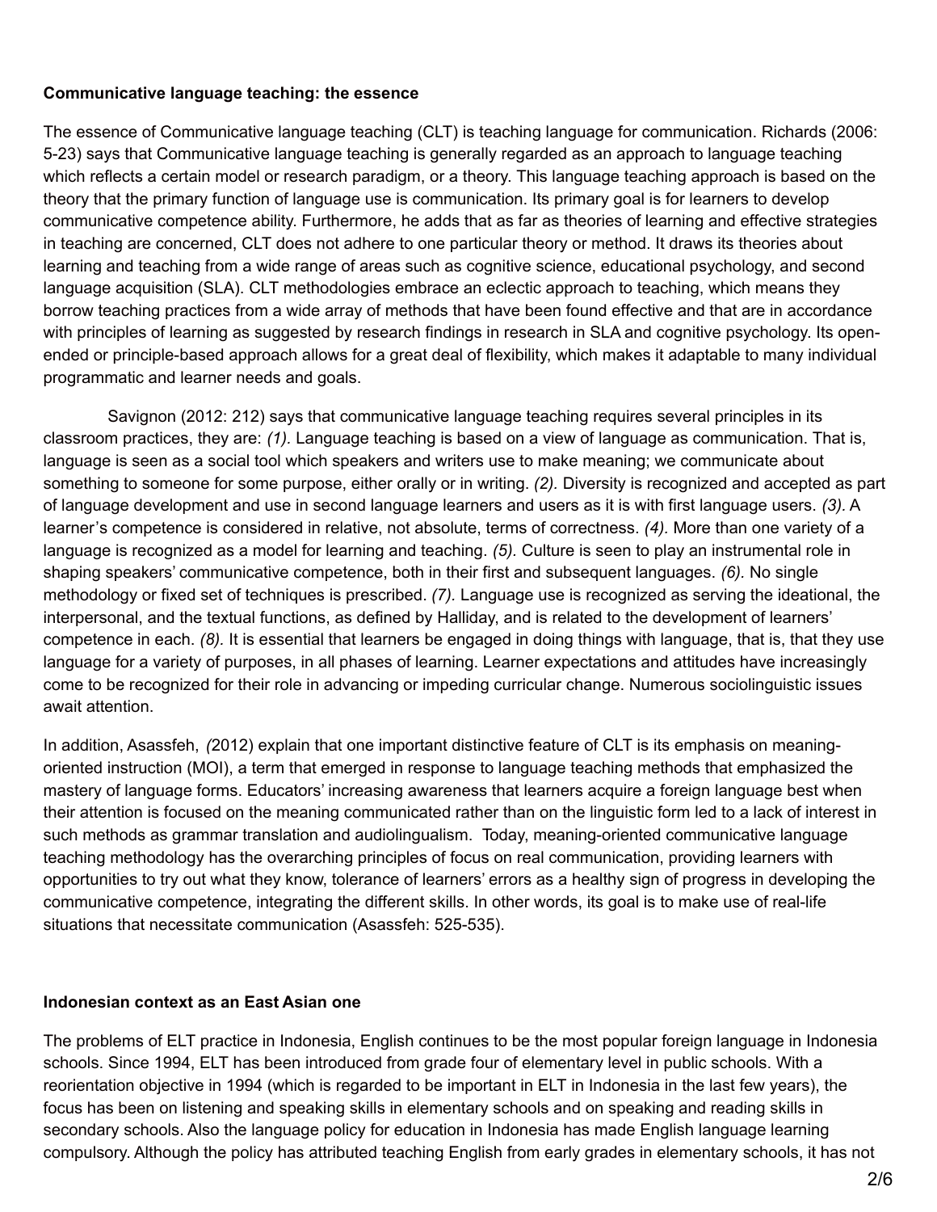**Communicative language teaching: the essence**

The essence of Communicative language teaching (CLT) is teaching language for communication. Richards (2006: 5-23) says that Communicative language teaching is generally regarded as an approach to language teaching which reflects a certain model or research paradigm, or a theory. This language teaching approach is based on the theory that the primary function of language use is communication. Its primary goal is for learners to develop communicative competence ability. Furthermore, he adds that as far as theories of learning and effective strategies in teaching are concerned, CLT does not adhere to one particular theory or method. It draws its theories about learning and teaching from a wide range of areas such as cognitive science, educational psychology, and second language acquisition (SLA). CLT methodologies embrace an eclectic approach to teaching, which means they borrow teaching practices from a wide array of methods that have been found effective and that are in accordance with principles of learning as suggested by research findings in research in SLA and cognitive psychology. Its open-ended or principle-based approach allows for a great deal of flexibility, which makes it adaptable to many individual programmatic and learner needs and goals.

Savignon (2012: 212) says that communicative language teaching requires several principles in its classroom practices, they are: *(1).* Language teaching is based on a view of language as communication. That is, language is seen as a social tool which speakers and writers use to make meaning; we communicate about something to someone for some purpose, either orally or in writing. *(2).* Diversity is recognized and accepted as part of language development and use in second language learners and users as it is with first language users. *(3).* A learner's competence is considered in relative, not absolute, terms of correctness. *(4).* More than one variety of a language is recognized as a model for learning and teaching. *(5).* Culture is seen to play an instrumental role in shaping speakers' communicative competence, both in their first and subsequent languages. *(6).* No single methodology or fixed set of techniques is prescribed. *(7).* Language use is recognized as serving the ideational, the interpersonal, and the textual functions, as defined by Halliday, and is related to the development of learners' competence in each. *(8).* It is essential that learners be engaged in doing things with language, that is, that they use language for a variety of purposes, in all phases of learning. Learner expectations and attitudes have increasingly come to be recognized for their role in advancing or impeding curricular change. Numerous sociolinguistic issues await attention.

In addition, Asassfeh, *(*2012) explain that one important distinctive feature of CLT is its emphasis on meaning-oriented instruction (MOI), a term that emerged in response to language teaching methods that emphasized the mastery of language forms. Educators' increasing awareness that learners acquire a foreign language best when their attention is focused on the meaning communicated rather than on the linguistic form led to a lack of interest in such methods as grammar translation and audiolingualism. Today, meaning-oriented communicative language teaching methodology has the overarching principles of focus on real communication, providing learners with opportunities to try out what they know, tolerance of learners' errors as a healthy sign of progress in developing the communicative competence, integrating the different skills. In other words, its goal is to make use of real-life situations that necessitate communication (Asassfeh: 525-535).

**Indonesian context as an East Asian one**

The problems of ELT practice in Indonesia, English continues to be the most popular foreign language in Indonesia schools. Since 1994, ELT has been introduced from grade four of elementary level in public schools. With a reorientation objective in 1994 (which is regarded to be important in ELT in Indonesia in the last few years), the focus has been on listening and speaking skills in elementary schools and on speaking and reading skills in secondary schools. Also the language policy for education in Indonesia has made English language learning compulsory. Although the policy has attributed teaching English from early grades in elementary schools, it has not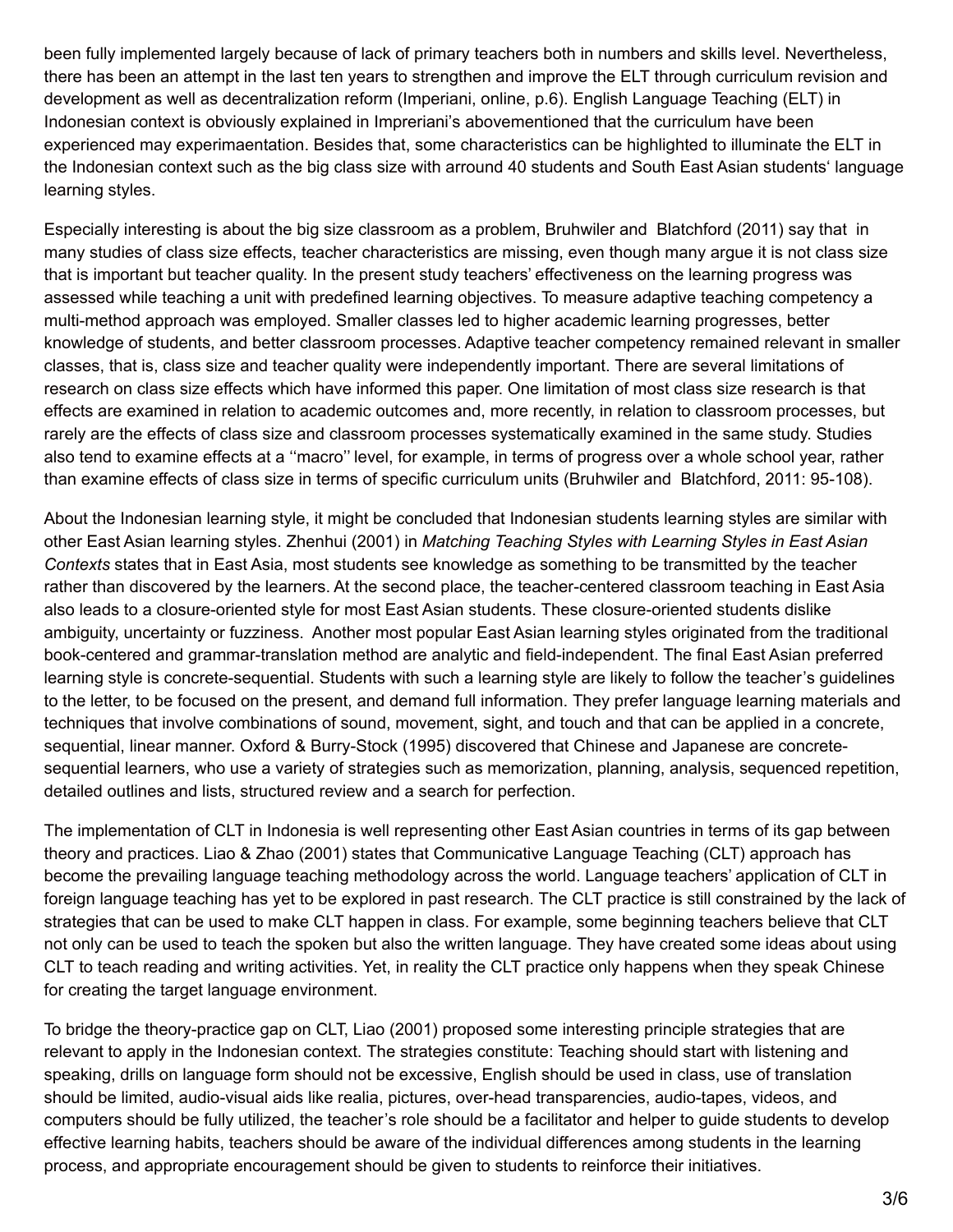been fully implemented largely because of lack of primary teachers both in numbers and skills level. Nevertheless, there has been an attempt in the last ten years to strengthen and improve the ELT through curriculum revision and development as well as decentralization reform (Imperiani, online, p.6). English Language Teaching (ELT) in Indonesian context is obviously explained in Imprerianі's abovementioned that the curriculum have been experienced may experimaentation. Besides that, some characteristics can be highlighted to illuminate the ELT in the Indonesian context such as the big class size with arround 40 students and South East Asian students' language learning styles.

Especially interesting is about the big size classroom as a problem, Bruhwiler and Blatchford (2011) say that in many studies of class size effects, teacher characteristics are missing, even though many argue it is not class size that is important but teacher quality. In the present study teachers' effectiveness on the learning progress was assessed while teaching a unit with predefined learning objectives. To measure adaptive teaching competency a multi-method approach was employed. Smaller classes led to higher academic learning progresses, better knowledge of students, and better classroom processes. Adaptive teacher competency remained relevant in smaller classes, that is, class size and teacher quality were independently important. There are several limitations of research on class size effects which have informed this paper. One limitation of most class size research is that effects are examined in relation to academic outcomes and, more recently, in relation to classroom processes, but rarely are the effects of class size and classroom processes systematically examined in the same study. Studies also tend to examine effects at a ''macro'' level, for example, in terms of progress over a whole school year, rather than examine effects of class size in terms of specific curriculum units (Bruhwiler and Blatchford, 2011: 95-108).

About the Indonesian learning style, it might be concluded that Indonesian students learning styles are similar with other East Asian learning styles. Zhenhui (2001) in *Matching Teaching Styles with Learning Styles in East Asian Contexts* states that in East Asia, most students see knowledge as something to be transmitted by the teacher rather than discovered by the learners. At the second place, the teacher-centered classroom teaching in East Asia also leads to a closure-oriented style for most East Asian students. These closure-oriented students dislike ambiguity, uncertainty or fuzziness. Another most popular East Asian learning styles originated from the traditional book-centered and grammar-translation method are analytic and field-independent. The final East Asian preferred learning style is concrete-sequential. Students with such a learning style are likely to follow the teacher's guidelines to the letter, to be focused on the present, and demand full information. They prefer language learning materials and techniques that involve combinations of sound, movement, sight, and touch and that can be applied in a concrete, sequential, linear manner. Oxford & Burry-Stock (1995) discovered that Chinese and Japanese are concrete-sequential learners, who use a variety of strategies such as memorization, planning, analysis, sequenced repetition, detailed outlines and lists, structured review and a search for perfection.

The implementation of CLT in Indonesia is well representing other East Asian countries in terms of its gap between theory and practices. Liao & Zhao (2001) states that Communicative Language Teaching (CLT) approach has become the prevailing language teaching methodology across the world. Language teachers' application of CLT in foreign language teaching has yet to be explored in past research. The CLT practice is still constrained by the lack of strategies that can be used to make CLT happen in class. For example, some beginning teachers believe that CLT not only can be used to teach the spoken but also the written language. They have created some ideas about using CLT to teach reading and writing activities. Yet, in reality the CLT practice only happens when they speak Chinese for creating the target language environment.

To bridge the theory-practice gap on CLT, Liao (2001) proposed some interesting principle strategies that are relevant to apply in the Indonesian context. The strategies constitute: Teaching should start with listening and speaking, drills on language form should not be excessive, English should be used in class, use of translation should be limited, audio-visual aids like realia, pictures, over-head transparencies, audio-tapes, videos, and computers should be fully utilized, the teacher's role should be a facilitator and helper to guide students to develop effective learning habits, teachers should be aware of the individual differences among students in the learning process, and appropriate encouragement should be given to students to reinforce their initiatives.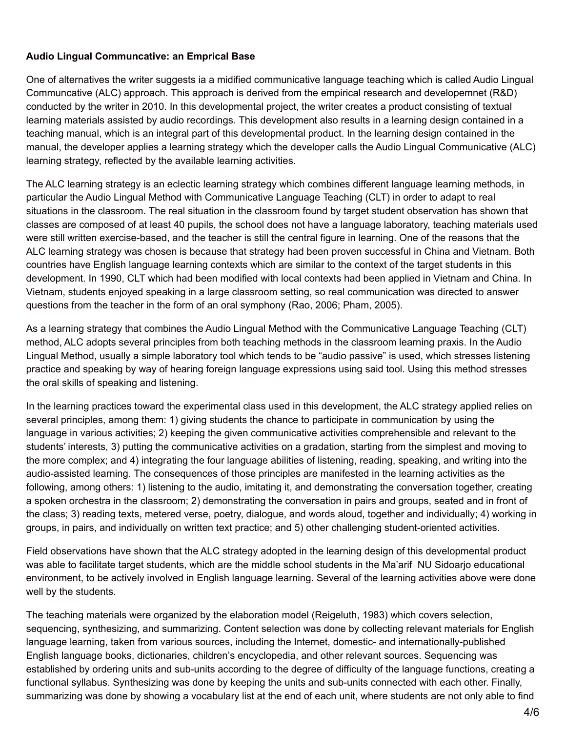**Audio Lingual Communcative: an Emprical Base**

One of alternatives the writer suggests ia a midified communicative language teaching which is called Audio Lingual Communcative (ALC) approach. This approach is derived from the empirical research and developemnt (R&D) conducted by the writer in 2010. In this developmental project, the writer creates a product consisting of textual learning materials assisted by audio recordings. This development also results in a learning design contained in a teaching manual, which is an integral part of this developmental product. In the learning design contained in the manual, the developer applies a learning strategy which the developer calls the Audio Lingual Communicative (ALC) learning strategy, reflected by the available learning activities.

The ALC learning strategy is an eclectic learning strategy which combines different language learning methods, in particular the Audio Lingual Method with Communicative Language Teaching (CLT) in order to adapt to real situations in the classroom. The real situation in the classroom found by target student observation has shown that classes are composed of at least 40 pupils, the school does not have a language laboratory, teaching materials used were still written exercise-based, and the teacher is still the central figure in learning. One of the reasons that the ALC learning strategy was chosen is because that strategy had been proven successful in China and Vietnam. Both countries have English language learning contexts which are similar to the context of the target students in this development. In 1990, CLT which had been modified with local contexts had been applied in Vietnam and China. In Vietnam, students enjoyed speaking in a large classroom setting, so real communication was directed to answer questions from the teacher in the form of an oral symphony (Rao, 2006; Pham, 2005).

As a learning strategy that combines the Audio Lingual Method with the Communicative Language Teaching (CLT) method, ALC adopts several principles from both teaching methods in the classroom learning praxis. In the Audio Lingual Method, usually a simple laboratory tool which tends to be "audio passive" is used, which stresses listening practice and speaking by way of hearing foreign language expressions using said tool. Using this method stresses the oral skills of speaking and listening.

In the learning practices toward the experimental class used in this development, the ALC strategy applied relies on several principles, among them: 1) giving students the chance to participate in communication by using the language in various activities; 2) keeping the given communicative activities comprehensible and relevant to the students' interests, 3) putting the communicative activities on a gradation, starting from the simplest and moving to the more complex; and 4) integrating the four language abilities of listening, reading, speaking, and writing into the audio-assisted learning. The consequences of those principles are manifested in the learning activities as the following, among others: 1) listening to the audio, imitating it, and demonstrating the conversation together, creating a spoken orchestra in the classroom; 2) demonstrating the conversation in pairs and groups, seated and in front of the class; 3) reading texts, metered verse, poetry, dialogue, and words aloud, together and individually; 4) working in groups, in pairs, and individually on written text practice; and 5) other challenging student-oriented activities.

Field observations have shown that the ALC strategy adopted in the learning design of this developmental product was able to facilitate target students, which are the middle school students in the Ma'arif NU Sidoarjo educational environment, to be actively involved in English language learning. Several of the learning activities above were done well by the students.

The teaching materials were organized by the elaboration model (Reigeluth, 1983) which covers selection, sequencing, synthesizing, and summarizing. Content selection was done by collecting relevant materials for English language learning, taken from various sources, including the Internet, domestic- and internationally-published English language books, dictionaries, children's encyclopedia, and other relevant sources. Sequencing was established by ordering units and sub-units according to the degree of difficulty of the language functions, creating a functional syllabus. Synthesizing was done by keeping the units and sub-units connected with each other. Finally, summarizing was done by showing a vocabulary list at the end of each unit, where students are not only able to find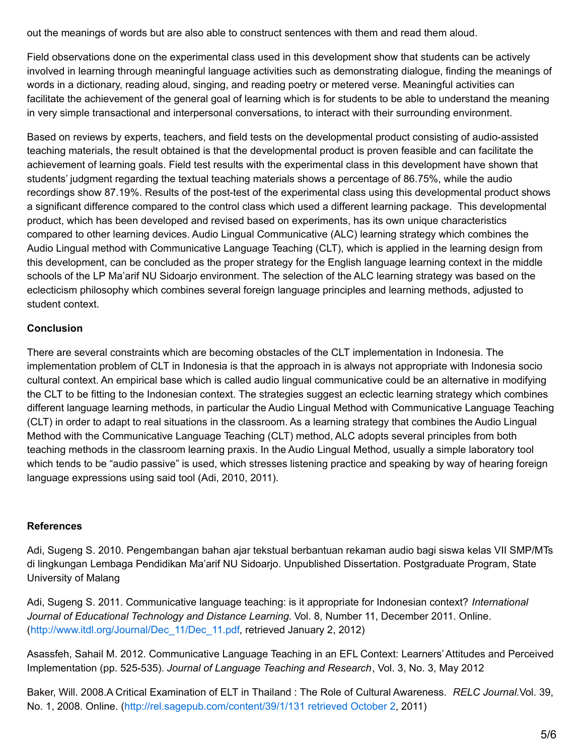out the meanings of words but are also able to construct sentences with them and read them aloud.

Field observations done on the experimental class used in this development show that students can be actively involved in learning through meaningful language activities such as demonstrating dialogue, finding the meanings of words in a dictionary, reading aloud, singing, and reading poetry or metered verse. Meaningful activities can facilitate the achievement of the general goal of learning which is for students to be able to understand the meaning in very simple transactional and interpersonal conversations, to interact with their surrounding environment.

Based on reviews by experts, teachers, and field tests on the developmental product consisting of audio-assisted teaching materials, the result obtained is that the developmental product is proven feasible and can facilitate the achievement of learning goals. Field test results with the experimental class in this development have shown that students' judgment regarding the textual teaching materials shows a percentage of 86.75%, while the audio recordings show 87.19%. Results of the post-test of the experimental class using this developmental product shows a significant difference compared to the control class which used a different learning package. This developmental product, which has been developed and revised based on experiments, has its own unique characteristics compared to other learning devices. Audio Lingual Communicative (ALC) learning strategy which combines the Audio Lingual method with Communicative Language Teaching (CLT), which is applied in the learning design from this development, can be concluded as the proper strategy for the English language learning context in the middle schools of the LP Ma'arif NU Sidoarjo environment. The selection of the ALC learning strategy was based on the eclecticism philosophy which combines several foreign language principles and learning methods, adjusted to student context.

**Conclusion**

There are several constraints which are becoming obstacles of the CLT implementation in Indonesia. The implementation problem of CLT in Indonesia is that the approach in is always not appropriate with Indonesia socio cultural context. An empirical base which is called audio lingual communicative could be an alternative in modifying the CLT to be fitting to the Indonesian context. The strategies suggest an eclectic learning strategy which combines different language learning methods, in particular the Audio Lingual Method with Communicative Language Teaching (CLT) in order to adapt to real situations in the classroom. As a learning strategy that combines the Audio Lingual Method with the Communicative Language Teaching (CLT) method, ALC adopts several principles from both teaching methods in the classroom learning praxis. In the Audio Lingual Method, usually a simple laboratory tool which tends to be "audio passive" is used, which stresses listening practice and speaking by way of hearing foreign language expressions using said tool (Adi, 2010, 2011).

**References**

Adi, Sugeng S. 2010. Pengembangan bahan ajar tekstual berbantuan rekaman audio bagi siswa kelas VII SMP/MTs di lingkungan Lembaga Pendidikan Ma'arif NU Sidoarjo. Unpublished Dissertation. Postgraduate Program, State University of Malang

Adi, Sugeng S. 2011. Communicative language teaching: is it appropriate for Indonesian context? *International Journal of Educational Technology and Distance Learning.* Vol. 8, Number 11, December 2011. Online. (http://www.itdl.org/Journal/Dec_11/Dec_11.pdf, retrieved January 2, 2012)

Asassfeh, Sahail M. 2012. Communicative Language Teaching in an EFL Context: Learners' Attitudes and Perceived Implementation (pp. 525-535). *Journal of Language Teaching and Research*, Vol. 3, No. 3, May 2012

Baker, Will. 2008.A Critical Examination of ELT in Thailand : The Role of Cultural Awareness. *RELC Journal.*Vol. 39, No. 1, 2008. Online. (http://rel.sagepub.com/content/39/1/131 retrieved October 2, 2011)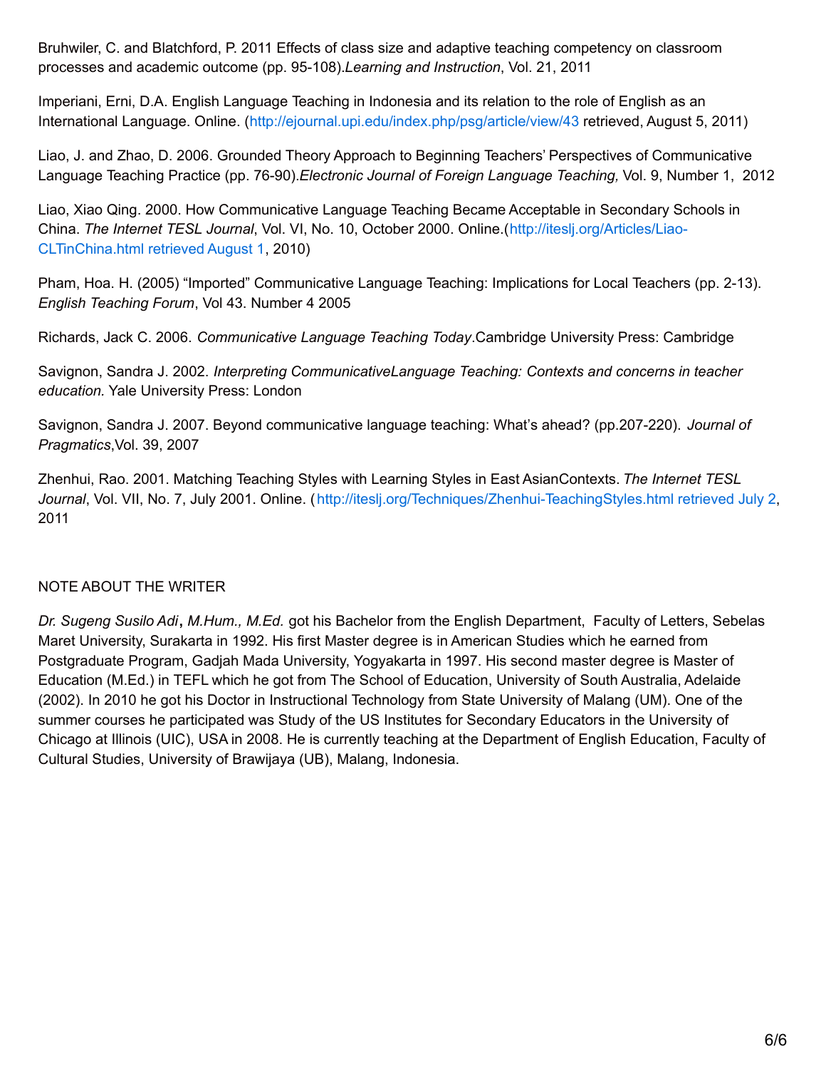Bruhwiler, C. and Blatchford, P. 2011 Effects of class size and adaptive teaching competency on classroom processes and academic outcome (pp. 95-108).*Learning and Instruction*, Vol. 21, 2011

Imperiani, Erni, D.A. English Language Teaching in Indonesia and its relation to the role of English as an International Language. Online. (http://ejournal.upi.edu/index.php/psg/article/view/43 retrieved, August 5, 2011)

Liao, J. and Zhao, D. 2006. Grounded Theory Approach to Beginning Teachers' Perspectives of Communicative Language Teaching Practice (pp. 76-90).*Electronic Journal of Foreign Language Teaching,* Vol. 9, Number 1, 2012

Liao, Xiao Qing. 2000. How Communicative Language Teaching Became Acceptable in Secondary Schools in China. *The Internet TESL Journal*, Vol. VI, No. 10, October 2000. Online.(http://iteslj.org/Articles/Liao-CLTinChina.html retrieved August 1, 2010)

Pham, Hoa. H. (2005) "Imported" Communicative Language Teaching: Implications for Local Teachers (pp. 2-13). *English Teaching Forum*, Vol 43. Number 4 2005

Richards, Jack C. 2006. *Communicative Language Teaching Today*.Cambridge University Press: Cambridge

Savignon, Sandra J. 2002. *Interpreting CommunicativeLanguage Teaching: Contexts and concerns in teacher education.* Yale University Press: London

Savignon, Sandra J. 2007. Beyond communicative language teaching: What's ahead? (pp.207-220). *Journal of Pragmatics*,Vol. 39, 2007

Zhenhui, Rao. 2001. Matching Teaching Styles with Learning Styles in East AsianContexts. *The Internet TESL Journal*, Vol. VII, No. 7, July 2001. Online. (http://iteslj.org/Techniques/Zhenhui-TeachingStyles.html retrieved July 2, 2011

NOTE ABOUT THE WRITER

*Dr. Sugeng Susilo Adi*, *M.Hum., M.Ed.* got his Bachelor from the English Department, Faculty of Letters, Sebelas Maret University, Surakarta in 1992. His first Master degree is in American Studies which he earned from Postgraduate Program, Gadjah Mada University, Yogyakarta in 1997. His second master degree is Master of Education (M.Ed.) in TEFL which he got from The School of Education, University of South Australia, Adelaide (2002). In 2010 he got his Doctor in Instructional Technology from State University of Malang (UM). One of the summer courses he participated was Study of the US Institutes for Secondary Educators in the University of Chicago at Illinois (UIC), USA in 2008. He is currently teaching at the Department of English Education, Faculty of Cultural Studies, University of Brawijaya (UB), Malang, Indonesia.